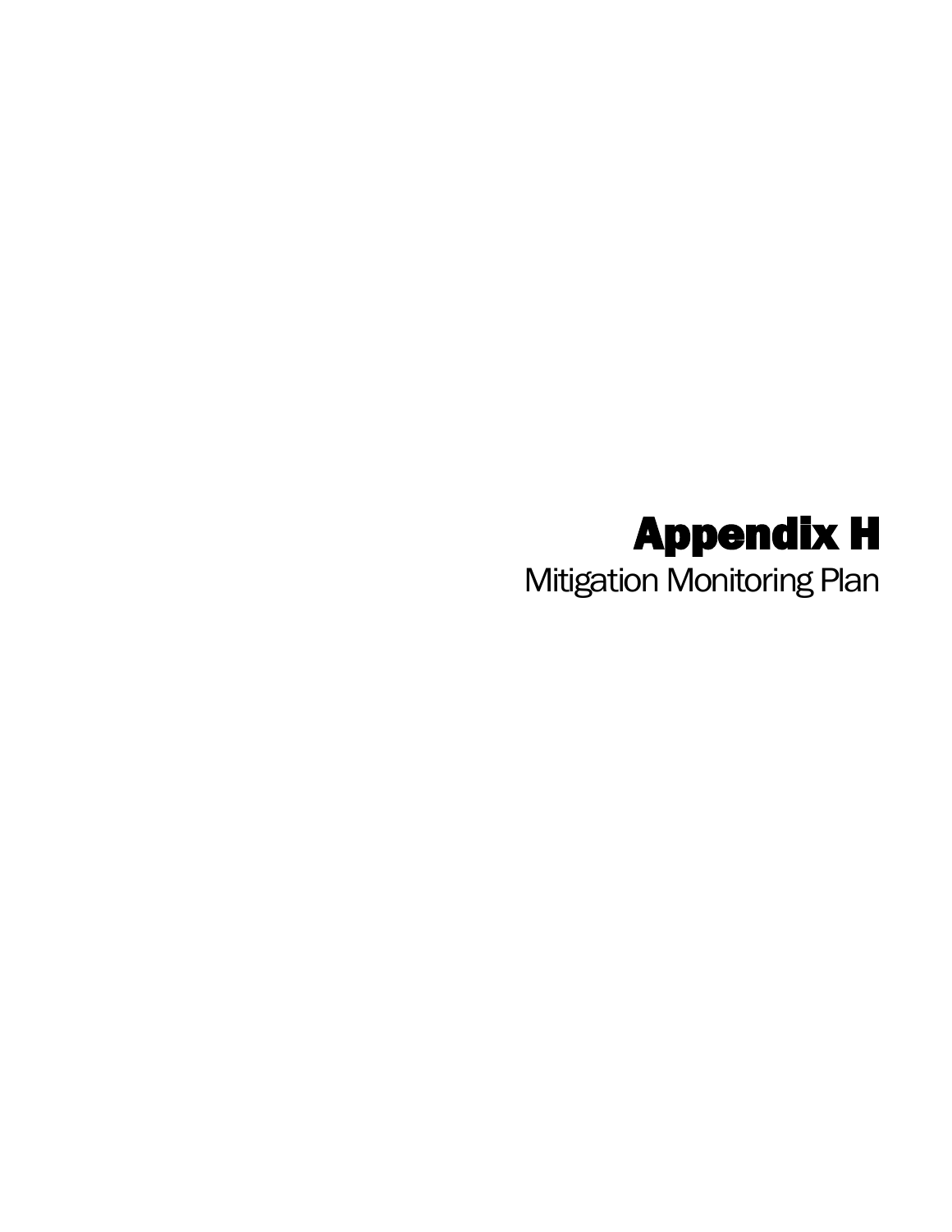# Appendix H

Mitigation Monitoring Plan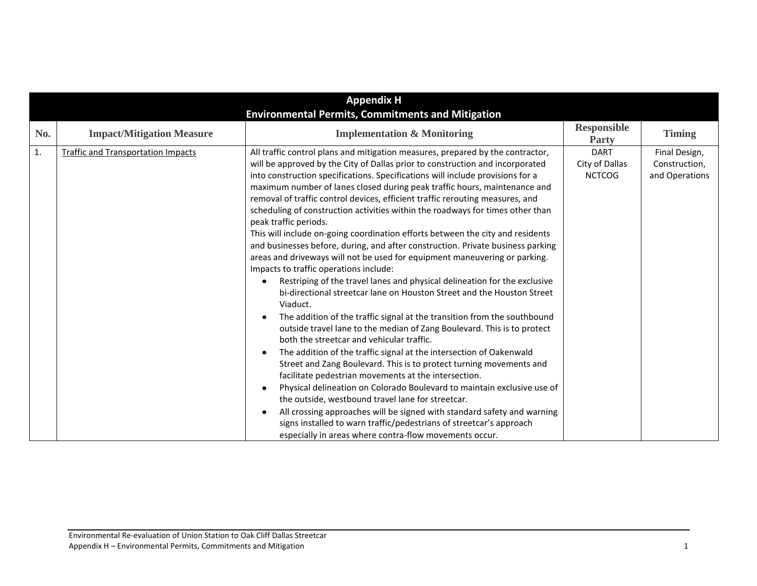# Appendix H
## Environmental Permits, Commitments and Mitigation

| No. | Impact/Mitigation Measure | Implementation & Monitoring | Responsible Party | Timing |
|---|---|---|---|---|
| 1. | <u>Traffic and Transportation Impacts</u> | All traffic control plans and mitigation measures, prepared by the contractor, will be approved by the City of Dallas prior to construction and incorporated into construction specifications. Specifications will include provisions for a maximum number of lanes closed during peak traffic hours, maintenance and removal of traffic control devices, efficient traffic rerouting measures, and scheduling of construction activities within the roadways for times other than peak traffic periods.<br>This will include on-going coordination efforts between the city and residents and businesses before, during, and after construction. Private business parking areas and driveways will not be used for equipment maneuvering or parking.<br>Impacts to traffic operations include:<br>• Restriping of the travel lanes and physical delineation for the exclusive bi-directional streetcar lane on Houston Street and the Houston Street Viaduct.<br>• The addition of the traffic signal at the transition from the southbound outside travel lane to the median of Zang Boulevard. This is to protect both the streetcar and vehicular traffic.<br>• The addition of the traffic signal at the intersection of Oakenwald Street and Zang Boulevard. This is to protect turning movements and facilitate pedestrian movements at the intersection.<br>• Physical delineation on Colorado Boulevard to maintain exclusive use of the outside, westbound travel lane for streetcar.<br>• All crossing approaches will be signed with standard safety and warning signs installed to warn traffic/pedestrians of streetcar's approach especially in areas where contra-flow movements occur. | DART<br>City of Dallas<br>NCTCOG | Final Design, Construction, and Operations |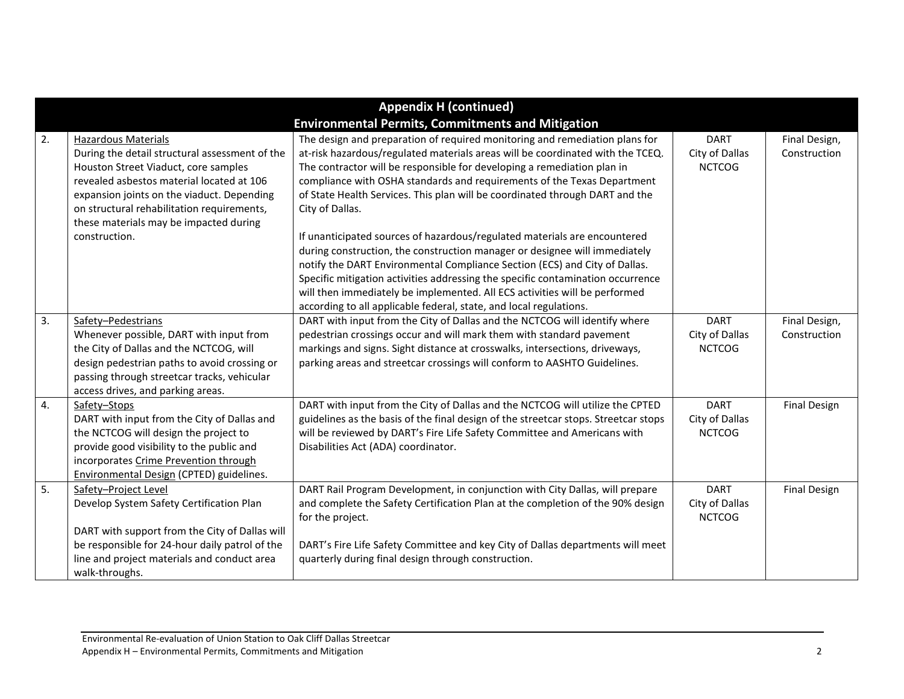| Appendix H (continued) Environmental Permits, Commitments and Mitigation | | | | |
|---|---|---|---|---|
| 2. | Hazardous Materials<br>During the detail structural assessment of the Houston Street Viaduct, core samples revealed asbestos material located at 106 expansion joints on the viaduct. Depending on structural rehabilitation requirements, these materials may be impacted during construction. | The design and preparation of required monitoring and remediation plans for at-risk hazardous/regulated materials areas will be coordinated with the TCEQ. The contractor will be responsible for developing a remediation plan in compliance with OSHA standards and requirements of the Texas Department of State Health Services. This plan will be coordinated through DART and the City of Dallas.<br><br>If unanticipated sources of hazardous/regulated materials are encountered during construction, the construction manager or designee will immediately notify the DART Environmental Compliance Section (ECS) and City of Dallas. Specific mitigation activities addressing the specific contamination occurrence will then immediately be implemented. All ECS activities will be performed according to all applicable federal, state, and local regulations. | DART<br>City of Dallas<br>NCTCOG | Final Design, Construction |
| 3. | Safety–Pedestrians<br>Whenever possible, DART with input from the City of Dallas and the NCTCOG, will design pedestrian paths to avoid crossing or passing through streetcar tracks, vehicular access drives, and parking areas. | DART with input from the City of Dallas and the NCTCOG will identify where pedestrian crossings occur and will mark them with standard pavement markings and signs. Sight distance at crosswalks, intersections, driveways, parking areas and streetcar crossings will conform to AASHTO Guidelines. | DART<br>City of Dallas<br>NCTCOG | Final Design, Construction |
| 4. | Safety–Stops<br>DART with input from the City of Dallas and the NCTCOG will design the project to provide good visibility to the public and incorporates Crime Prevention through Environmental Design (CPTED) guidelines. | DART with input from the City of Dallas and the NCTCOG will utilize the CPTED guidelines as the basis of the final design of the streetcar stops. Streetcar stops will be reviewed by DART's Fire Life Safety Committee and Americans with Disabilities Act (ADA) coordinator. | DART<br>City of Dallas<br>NCTCOG | Final Design |
| 5. | Safety–Project Level<br>Develop System Safety Certification Plan<br><br>DART with support from the City of Dallas will be responsible for 24-hour daily patrol of the line and project materials and conduct area walk-throughs. | DART Rail Program Development, in conjunction with City Dallas, will prepare and complete the Safety Certification Plan at the completion of the 90% design for the project.<br><br>DART's Fire Life Safety Committee and key City of Dallas departments will meet quarterly during final design through construction. | DART<br>City of Dallas<br>NCTCOG | Final Design |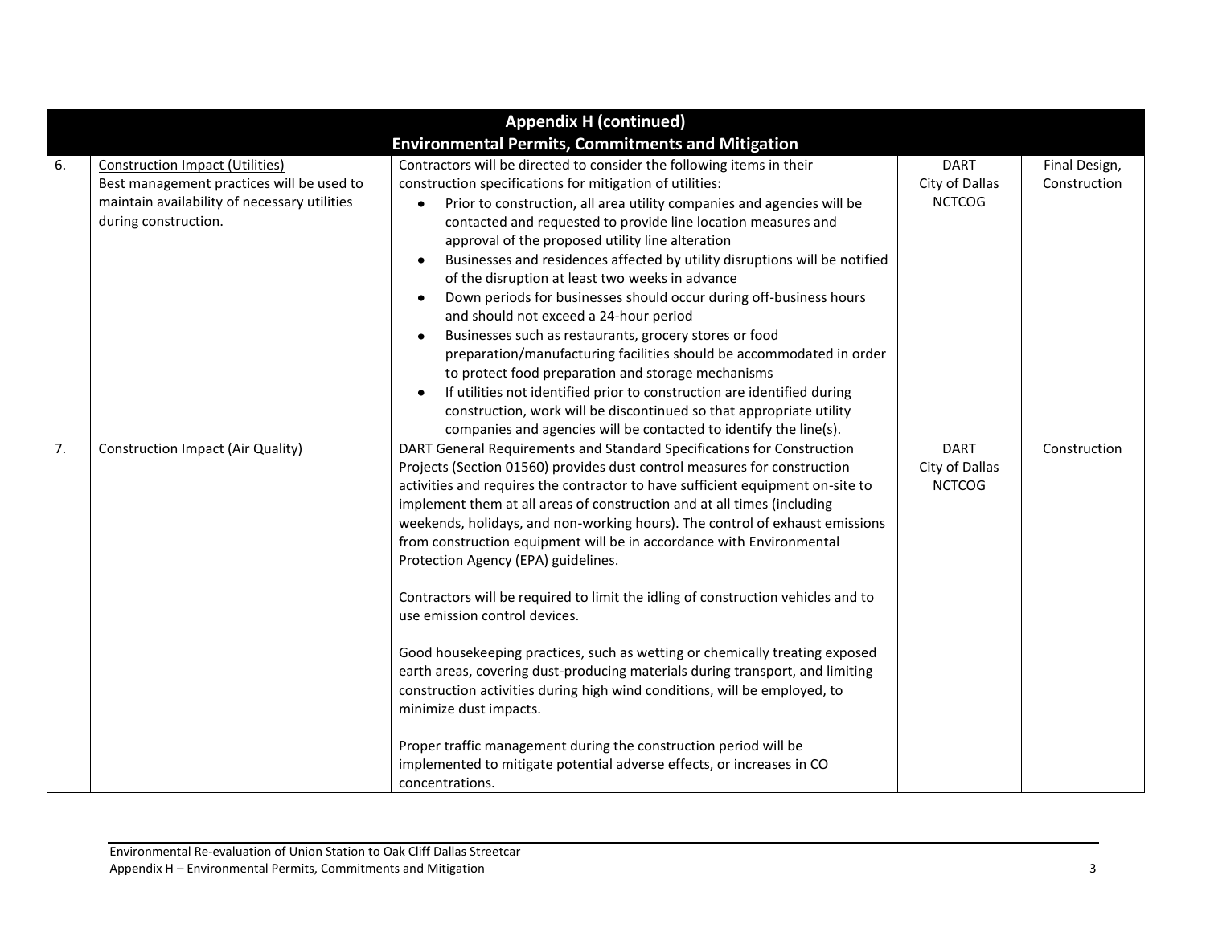| Appendix H (continued) Environmental Permits, Commitments and Mitigation | | | | |
|---|---|---|---|---|
| 6. | Construction Impact (Utilities)<br>Best management practices will be used to maintain availability of necessary utilities during construction. | Contractors will be directed to consider the following items in their construction specifications for mitigation of utilities:<br>• Prior to construction, all area utility companies and agencies will be contacted and requested to provide line location measures and approval of the proposed utility line alteration<br>• Businesses and residences affected by utility disruptions will be notified of the disruption at least two weeks in advance<br>• Down periods for businesses should occur during off-business hours and should not exceed a 24-hour period<br>• Businesses such as restaurants, grocery stores or food preparation/manufacturing facilities should be accommodated in order to protect food preparation and storage mechanisms<br>• If utilities not identified prior to construction are identified during construction, work will be discontinued so that appropriate utility companies and agencies will be contacted to identify the line(s). | DART<br>City of Dallas<br>NCTCOG | Final Design, Construction |
| 7. | Construction Impact (Air Quality) | DART General Requirements and Standard Specifications for Construction Projects (Section 01560) provides dust control measures for construction activities and requires the contractor to have sufficient equipment on-site to implement them at all areas of construction and at all times (including weekends, holidays, and non-working hours). The control of exhaust emissions from construction equipment will be in accordance with Environmental Protection Agency (EPA) guidelines.<br><br>Contractors will be required to limit the idling of construction vehicles and to use emission control devices.<br><br>Good housekeeping practices, such as wetting or chemically treating exposed earth areas, covering dust-producing materials during transport, and limiting construction activities during high wind conditions, will be employed, to minimize dust impacts.<br><br>Proper traffic management during the construction period will be implemented to mitigate potential adverse effects, or increases in CO concentrations. | DART<br>City of Dallas<br>NCTCOG | Construction |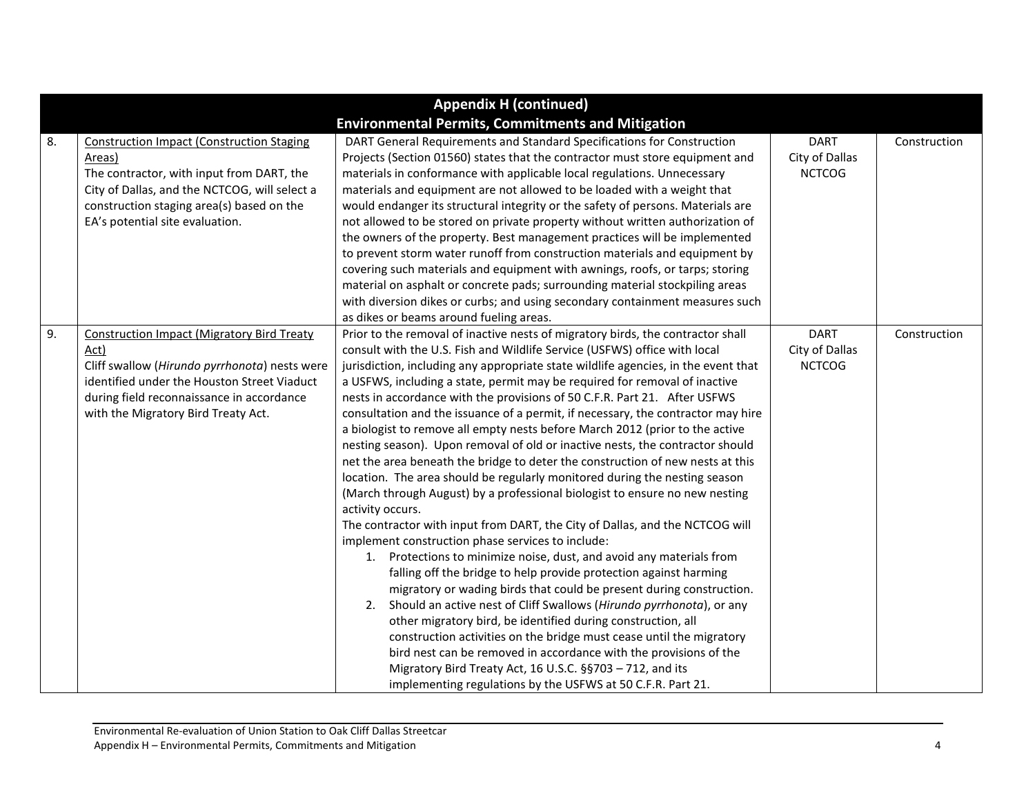| Appendix H (continued) Environmental Permits, Commitments and Mitigation | | | | |
|---|---|---|---|---|
| 8. | Construction Impact (Construction Staging Areas)<br>The contractor, with input from DART, the City of Dallas, and the NCTCOG, will select a construction staging area(s) based on the EA's potential site evaluation. | DART General Requirements and Standard Specifications for Construction Projects (Section 01560) states that the contractor must store equipment and materials in conformance with applicable local regulations. Unnecessary materials and equipment are not allowed to be loaded with a weight that would endanger its structural integrity or the safety of persons. Materials are not allowed to be stored on private property without written authorization of the owners of the property. Best management practices will be implemented to prevent storm water runoff from construction materials and equipment by covering such materials and equipment with awnings, roofs, or tarps; storing material on asphalt or concrete pads; surrounding material stockpiling areas with diversion dikes or curbs; and using secondary containment measures such as dikes or beams around fueling areas. | DART<br>City of Dallas<br>NCTCOG | Construction |
| 9. | Construction Impact (Migratory Bird Treaty Act)<br>Cliff swallow (*Hirundo pyrrhonota*) nests were identified under the Houston Street Viaduct during field reconnaissance in accordance with the Migratory Bird Treaty Act. | Prior to the removal of inactive nests of migratory birds, the contractor shall consult with the U.S. Fish and Wildlife Service (USFWS) office with local jurisdiction, including any appropriate state wildlife agencies, in the event that a USFWS, including a state, permit may be required for removal of inactive nests in accordance with the provisions of 50 C.F.R. Part 21. After USFWS consultation and the issuance of a permit, if necessary, the contractor may hire a biologist to remove all empty nests before March 2012 (prior to the active nesting season). Upon removal of old or inactive nests, the contractor should net the area beneath the bridge to deter the construction of new nests at this location. The area should be regularly monitored during the nesting season (March through August) by a professional biologist to ensure no new nesting activity occurs.<br>The contractor with input from DART, the City of Dallas, and the NCTCOG will implement construction phase services to include:<br>1. Protections to minimize noise, dust, and avoid any materials from falling off the bridge to help provide protection against harming migratory or wading birds that could be present during construction.<br>2. Should an active nest of Cliff Swallows (*Hirundo pyrrhonota*), or any other migratory bird, be identified during construction, all construction activities on the bridge must cease until the migratory bird nest can be removed in accordance with the provisions of the Migratory Bird Treaty Act, 16 U.S.C. §§703 – 712, and its implementing regulations by the USFWS at 50 C.F.R. Part 21. | DART<br>City of Dallas<br>NCTCOG | Construction |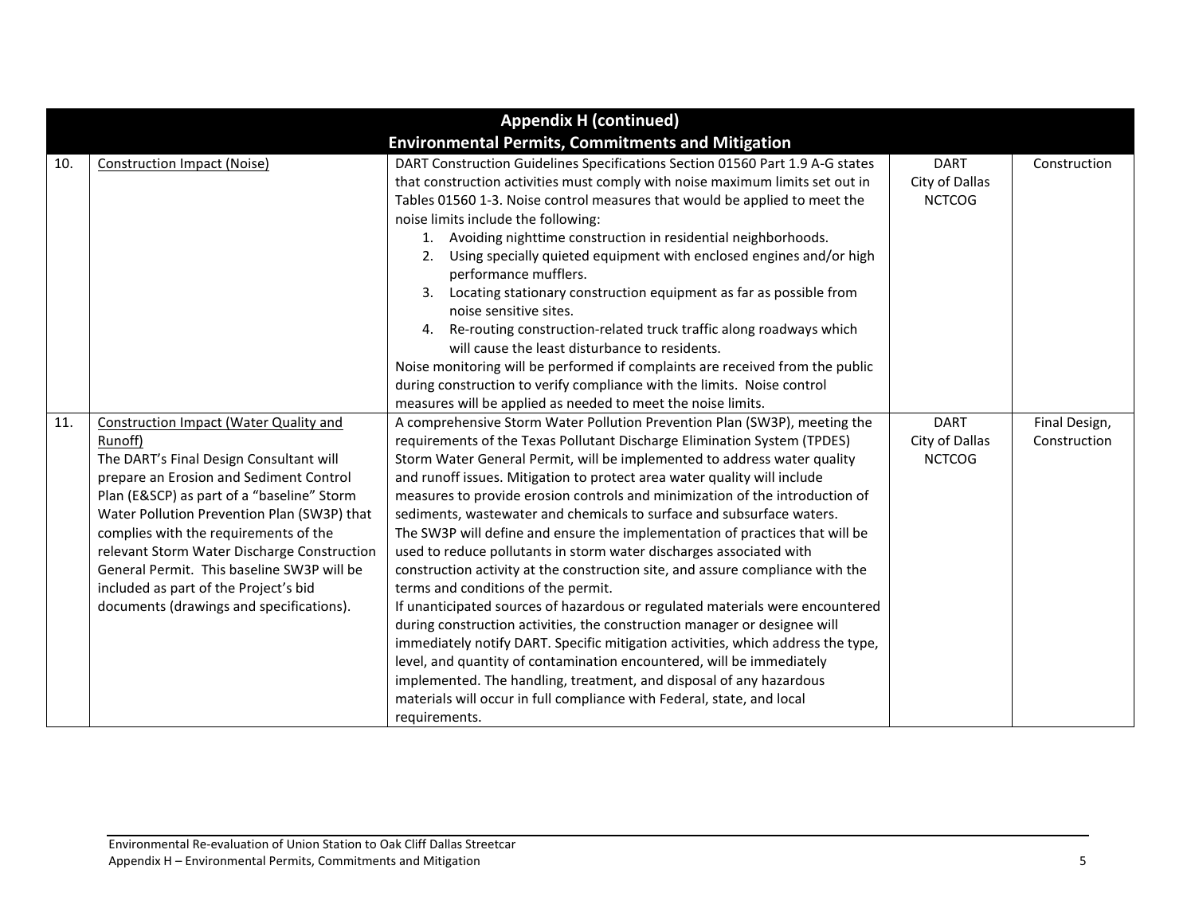| Appendix H (continued)<br>Environmental Permits, Commitments and Mitigation | | | | |
|---|---|---|---|---|
| 10. | Construction Impact (Noise) | DART Construction Guidelines Specifications Section 01560 Part 1.9 A-G states that construction activities must comply with noise maximum limits set out in Tables 01560 1-3. Noise control measures that would be applied to meet the noise limits include the following:<br>1. Avoiding nighttime construction in residential neighborhoods.<br>2. Using specially quieted equipment with enclosed engines and/or high performance mufflers.<br>3. Locating stationary construction equipment as far as possible from noise sensitive sites.<br>4. Re-routing construction-related truck traffic along roadways which will cause the least disturbance to residents.<br>Noise monitoring will be performed if complaints are received from the public during construction to verify compliance with the limits. Noise control measures will be applied as needed to meet the noise limits. | DART<br>City of Dallas<br>NCTCOG | Construction |
| 11. | Construction Impact (Water Quality and Runoff)<br>The DART's Final Design Consultant will prepare an Erosion and Sediment Control Plan (E&SCP) as part of a "baseline" Storm Water Pollution Prevention Plan (SW3P) that complies with the requirements of the relevant Storm Water Discharge Construction General Permit. This baseline SW3P will be included as part of the Project's bid documents (drawings and specifications). | A comprehensive Storm Water Pollution Prevention Plan (SW3P), meeting the requirements of the Texas Pollutant Discharge Elimination System (TPDES) Storm Water General Permit, will be implemented to address water quality and runoff issues. Mitigation to protect area water quality will include measures to provide erosion controls and minimization of the introduction of sediments, wastewater and chemicals to surface and subsurface waters.<br>The SW3P will define and ensure the implementation of practices that will be used to reduce pollutants in storm water discharges associated with construction activity at the construction site, and assure compliance with the terms and conditions of the permit.<br>If unanticipated sources of hazardous or regulated materials were encountered during construction activities, the construction manager or designee will immediately notify DART. Specific mitigation activities, which address the type, level, and quantity of contamination encountered, will be immediately implemented. The handling, treatment, and disposal of any hazardous materials will occur in full compliance with Federal, state, and local requirements. | DART<br>City of Dallas<br>NCTCOG | Final Design,<br>Construction |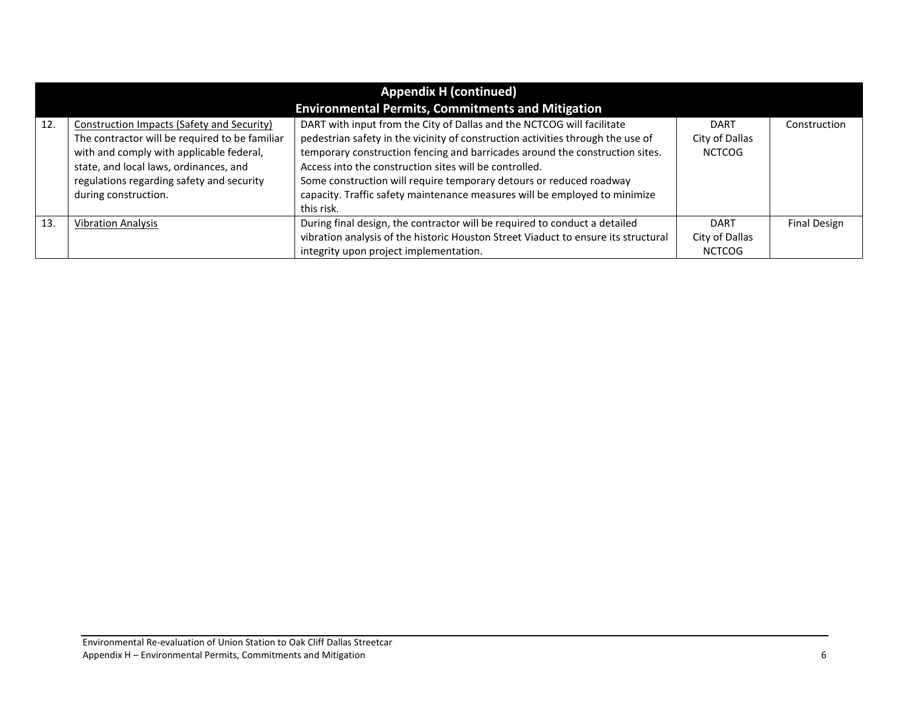| Appendix H (continued) Environmental Permits, Commitments and Mitigation | | | | |
|---|---|---|---|---|
| 12. | <u>Construction Impacts (Safety and Security)</u> The contractor will be required to be familiar with and comply with applicable federal, state, and local laws, ordinances, and regulations regarding safety and security during construction. | DART with input from the City of Dallas and the NCTCOG will facilitate pedestrian safety in the vicinity of construction activities through the use of temporary construction fencing and barricades around the construction sites. Access into the construction sites will be controlled. Some construction will require temporary detours or reduced roadway capacity. Traffic safety maintenance measures will be employed to minimize this risk. | DART City of Dallas NCTCOG | Construction |
| 13. | <u>Vibration Analysis</u> | During final design, the contractor will be required to conduct a detailed vibration analysis of the historic Houston Street Viaduct to ensure its structural integrity upon project implementation. | DART City of Dallas NCTCOG | Final Design |